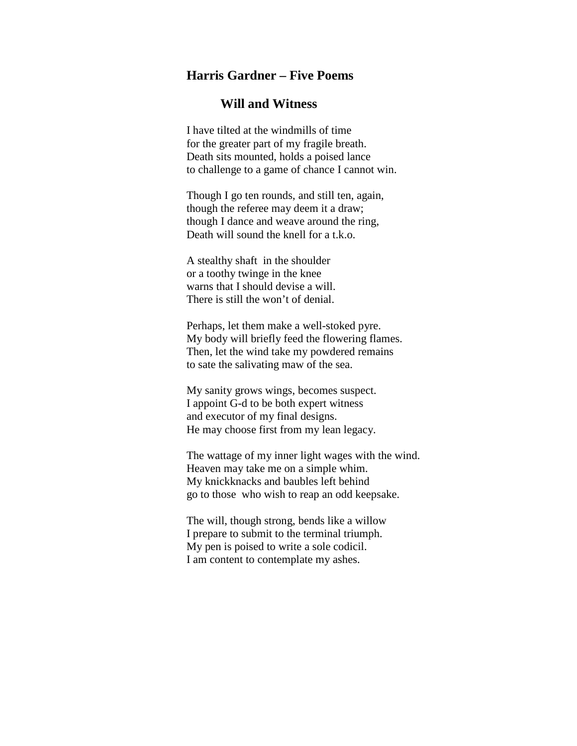# Harris Gardner – Five Poems

## Will and Witness

I have tilted at the windmills of time  
for the greater part of my fragile breath.  
Death sits mounted, holds a poised lance  
to challenge to a game of chance I cannot win.

Though I go ten rounds, and still ten, again,  
though the referee may deem it a draw;  
though I dance and weave around the ring,  
Death will sound the knell for a t.k.o.

A stealthy shaft in the shoulder  
or a toothy twinge in the knee  
warns that I should devise a will.  
There is still the won't of denial.

Perhaps, let them make a well-stoked pyre.  
My body will briefly feed the flowering flames.  
Then, let the wind take my powdered remains  
to sate the salivating maw of the sea.

My sanity grows wings, becomes suspect.  
I appoint G-d to be both expert witness  
and executor of my final designs.  
He may choose first from my lean legacy.

The wattage of my inner light wages with the wind.  
Heaven may take me on a simple whim.  
My knickknacks and baubles left behind  
go to those who wish to reap an odd keepsake.

The will, though strong, bends like a willow  
I prepare to submit to the terminal triumph.  
My pen is poised to write a sole codicil.  
I am content to contemplate my ashes.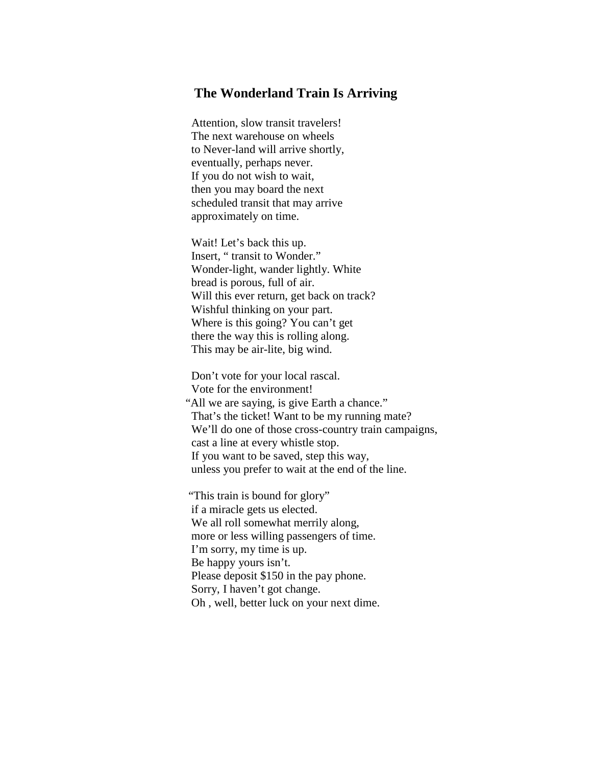## The Wonderland Train Is Arriving

Attention, slow transit travelers!  
The next warehouse on wheels  
to Never-land will arrive shortly,  
eventually, perhaps never.  
If you do not wish to wait,  
then you may board the next  
scheduled transit that may arrive  
approximately on time.

Wait! Let's back this up.  
Insert, " transit to Wonder."  
Wonder-light, wander lightly. White  
bread is porous, full of air.  
Will this ever return, get back on track?  
Wishful thinking on your part.  
Where is this going? You can't get  
there the way this is rolling along.  
This may be air-lite, big wind.

Don't vote for your local rascal.  
Vote for the environment!  
"All we are saying, is give Earth a chance."  
That's the ticket! Want to be my running mate?  
We'll do one of those cross-country train campaigns,  
cast a line at every whistle stop.  
If you want to be saved, step this way,  
unless you prefer to wait at the end of the line.

"This train is bound for glory"  
if a miracle gets us elected.  
We all roll somewhat merrily along,  
more or less willing passengers of time.  
I'm sorry, my time is up.  
Be happy yours isn't.  
Please deposit $150 in the pay phone.  
Sorry, I haven't got change.  
Oh , well, better luck on your next dime.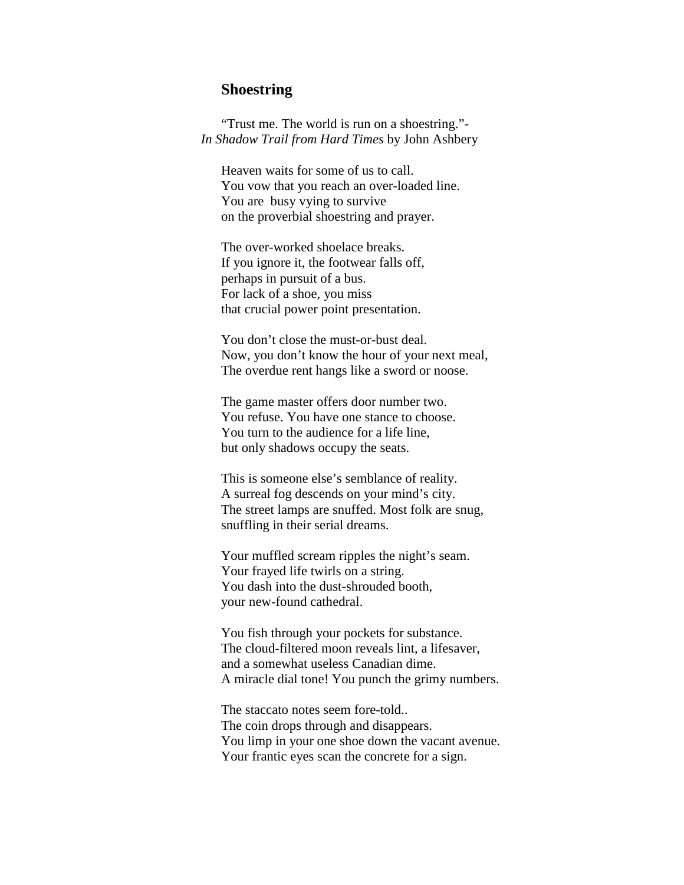## Shoestring

"Trust me. The world is run on a shoestring."-  
*In Shadow Trail from Hard Times* by John Ashbery

Heaven waits for some of us to call.  
You vow that you reach an over-loaded line.  
You are  busy vying to survive  
on the proverbial shoestring and prayer.

The over-worked shoelace breaks.  
If you ignore it, the footwear falls off,  
perhaps in pursuit of a bus.  
For lack of a shoe, you miss  
that crucial power point presentation.

You don't close the must-or-bust deal.  
Now, you don't know the hour of your next meal,  
The overdue rent hangs like a sword or noose.

The game master offers door number two.  
You refuse. You have one stance to choose.  
You turn to the audience for a life line,  
but only shadows occupy the seats.

This is someone else's semblance of reality.  
A surreal fog descends on your mind's city.  
The street lamps are snuffed. Most folk are snug,  
snuffling in their serial dreams.

Your muffled scream ripples the night's seam.  
Your frayed life twirls on a string.  
You dash into the dust-shrouded booth,  
your new-found cathedral.

You fish through your pockets for substance.  
The cloud-filtered moon reveals lint, a lifesaver,  
and a somewhat useless Canadian dime.  
A miracle dial tone! You punch the grimy numbers.

The staccato notes seem fore-told..  
The coin drops through and disappears.  
You limp in your one shoe down the vacant avenue.  
Your frantic eyes scan the concrete for a sign.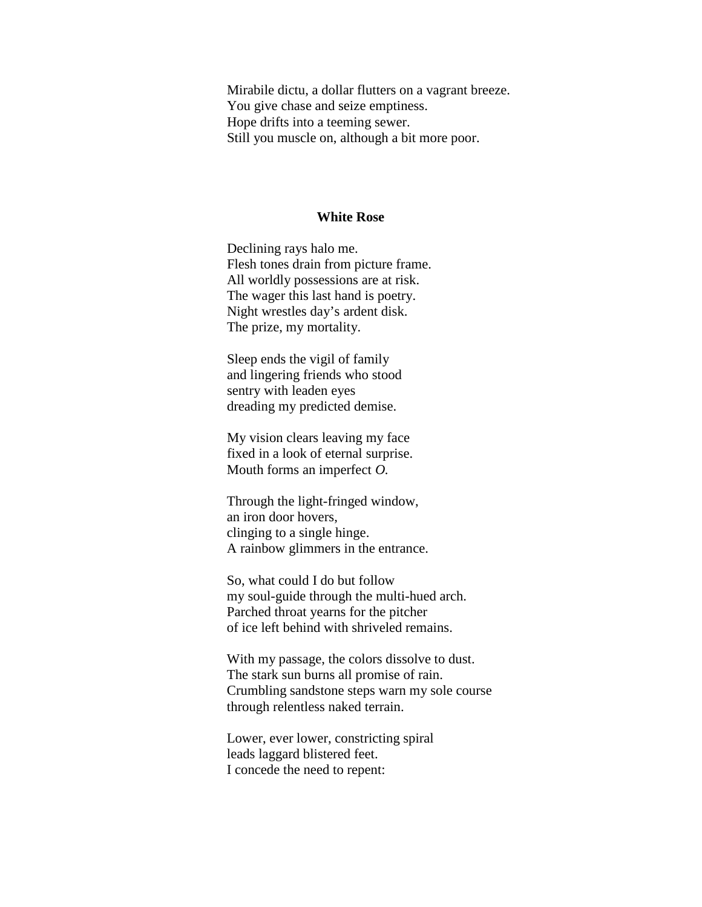Mirabile dictu, a dollar flutters on a vagrant breeze.
You give chase and seize emptiness.
Hope drifts into a teeming sewer.
Still you muscle on, although a bit more poor.

## White Rose

Declining rays halo me.
Flesh tones drain from picture frame.
All worldly possessions are at risk.
The wager this last hand is poetry.
Night wrestles day's ardent disk.
The prize, my mortality.

Sleep ends the vigil of family
and lingering friends who stood
sentry with leaden eyes
dreading my predicted demise.

My vision clears leaving my face
fixed in a look of eternal surprise.
Mouth forms an imperfect *O.*

Through the light-fringed window,
an iron door hovers,
clinging to a single hinge.
A rainbow glimmers in the entrance.

So, what could I do but follow
my soul-guide through the multi-hued arch.
Parched throat yearns for the pitcher
of ice left behind with shriveled remains.

With my passage, the colors dissolve to dust.
The stark sun burns all promise of rain.
Crumbling sandstone steps warn my sole course
through relentless naked terrain.

Lower, ever lower, constricting spiral
leads laggard blistered feet.
I concede the need to repent: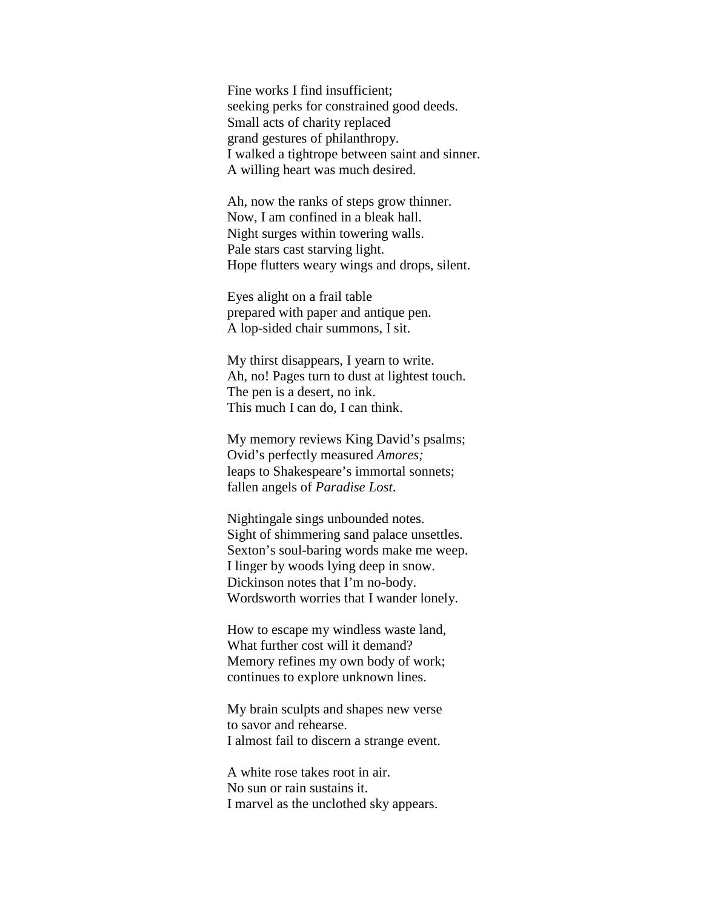Fine works I find insufficient;
seeking perks for constrained good deeds.
Small acts of charity replaced
grand gestures of philanthropy.
I walked a tightrope between saint and sinner.
A willing heart was much desired.

Ah, now the ranks of steps grow thinner.
Now, I am confined in a bleak hall.
Night surges within towering walls.
Pale stars cast starving light.
Hope flutters weary wings and drops, silent.

Eyes alight on a frail table
prepared with paper and antique pen.
A lop-sided chair summons, I sit.

My thirst disappears, I yearn to write.
Ah, no! Pages turn to dust at lightest touch.
The pen is a desert, no ink.
This much I can do, I can think.

My memory reviews King David's psalms;
Ovid's perfectly measured *Amores;*
leaps to Shakespeare's immortal sonnets;
fallen angels of *Paradise Lost*.

Nightingale sings unbounded notes.
Sight of shimmering sand palace unsettles.
Sexton's soul-baring words make me weep.
I linger by woods lying deep in snow.
Dickinson notes that I'm no-body.
Wordsworth worries that I wander lonely.

How to escape my windless waste land,
What further cost will it demand?
Memory refines my own body of work;
continues to explore unknown lines.

My brain sculpts and shapes new verse
to savor and rehearse.
I almost fail to discern a strange event.

A white rose takes root in air.
No sun or rain sustains it.
I marvel as the unclothed sky appears.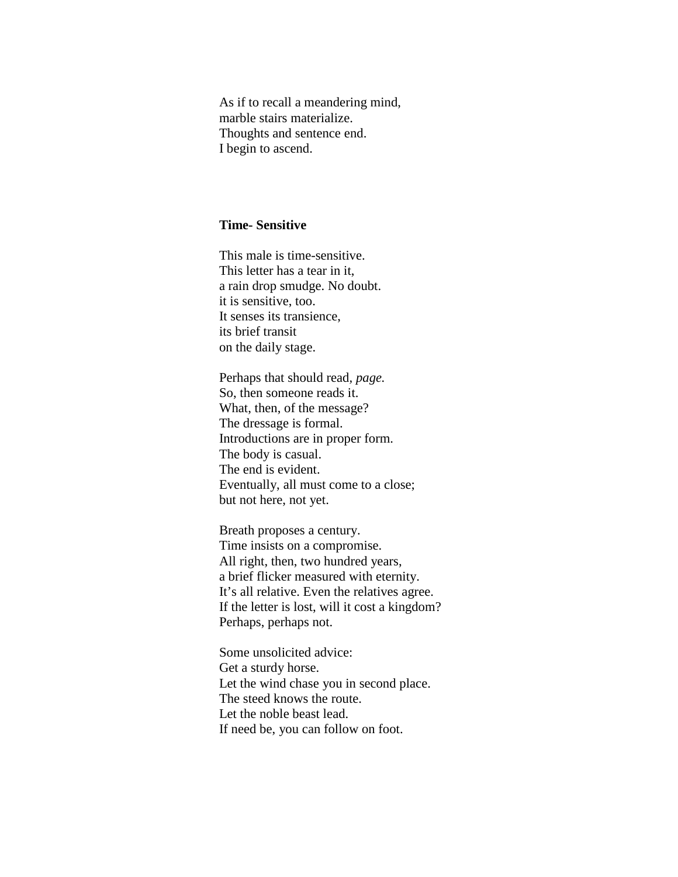As if to recall a meandering mind,  
marble stairs materialize.  
Thoughts and sentence end.  
I begin to ascend.

## **Time- Sensitive**

This male is time-sensitive.  
This letter has a tear in it,  
a rain drop smudge. No doubt.  
it is sensitive, too.  
It senses its transience,  
its brief transit  
on the daily stage.

Perhaps that should read, *page.*  
So, then someone reads it.  
What, then, of the message?  
The dressage is formal.  
Introductions are in proper form.  
The body is casual.  
The end is evident.  
Eventually, all must come to a close;  
but not here, not yet.

Breath proposes a century.  
Time insists on a compromise.  
All right, then, two hundred years,  
a brief flicker measured with eternity.  
It's all relative. Even the relatives agree.  
If the letter is lost, will it cost a kingdom?  
Perhaps, perhaps not.

Some unsolicited advice:  
Get a sturdy horse.  
Let the wind chase you in second place.  
The steed knows the route.  
Let the noble beast lead.  
If need be, you can follow on foot.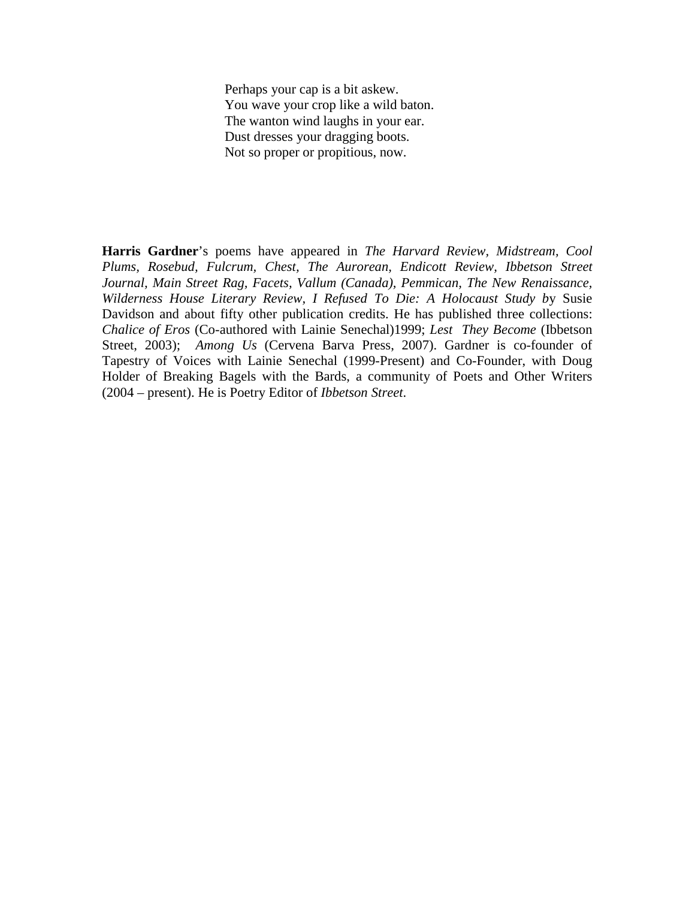Perhaps your cap is a bit askew.  
You wave your crop like a wild baton.  
The wanton wind laughs in your ear.  
Dust dresses your dragging boots.  
Not so proper or propitious, now.

**Harris Gardner**'s poems have appeared in *The Harvard Review, Midstream, Cool Plums, Rosebud, Fulcrum, Chest, The Aurorean, Endicott Review, Ibbetson Street Journal, Main Street Rag, Facets, Vallum (Canada), Pemmican, The New Renaissance, Wilderness House Literary Review, I Refused To Die: A Holocaust Study b*y Susie Davidson and about fifty other publication credits. He has published three collections: *Chalice of Eros* (Co-authored with Lainie Senechal)1999; *Lest They Become* (Ibbetson Street, 2003); *Among Us* (Cervena Barva Press, 2007). Gardner is co-founder of Tapestry of Voices with Lainie Senechal (1999-Present) and Co-Founder, with Doug Holder of Breaking Bagels with the Bards, a community of Poets and Other Writers (2004 – present). He is Poetry Editor of *Ibbetson Street*.